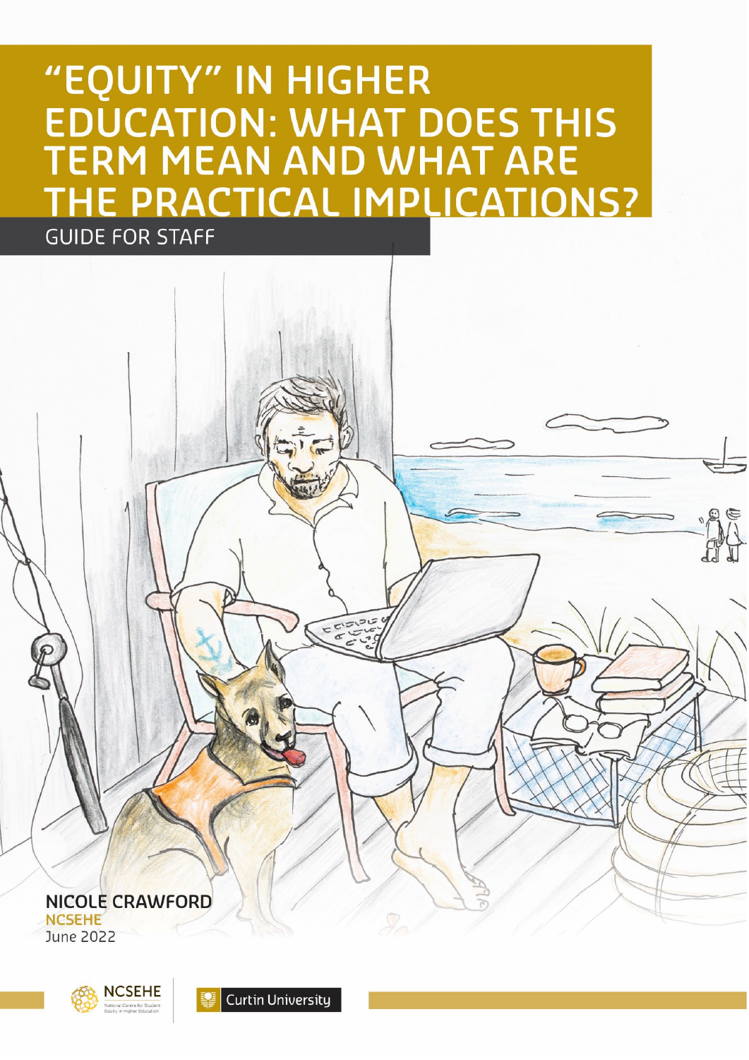# "EQUITY" IN HIGHER EDUCATION: WHAT DOES THIS TERM MEAN AND WHAT ARE THE PRACTICAL IMPLICATIONS?

## GUIDE FOR STAFF

**NICOLE CRAWFORD**

**NCSEHE**

June 2022

NCSEHE National Centre for Student Equity in Higher Education

Curtin University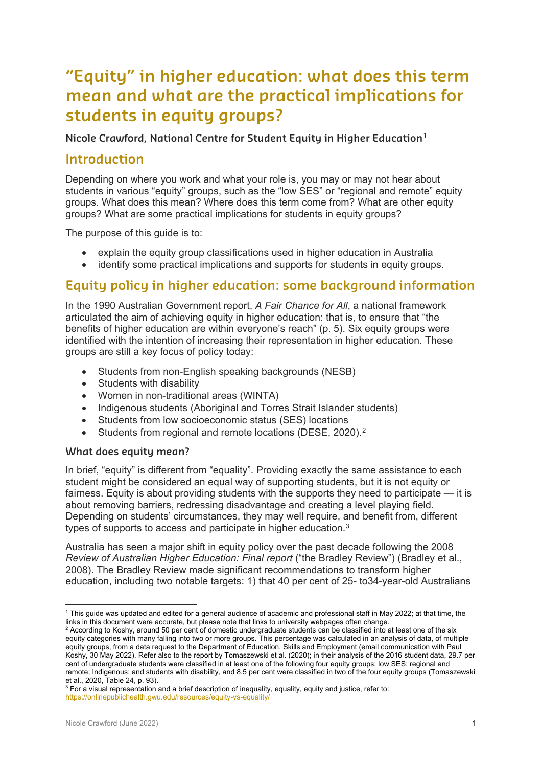# "Equity" in higher education: what does this term mean and what are the practical implications for students in equity groups?

**Nicole Crawford, National Centre for Student Equity in Higher Education**[1]

## Introduction

Depending on where you work and what your role is, you may or may not hear about students in various "equity" groups, such as the "low SES" or "regional and remote" equity groups. What does this mean? Where does this term come from? What are other equity groups? What are some practical implications for students in equity groups?

The purpose of this guide is to:

- explain the equity group classifications used in higher education in Australia
- identify some practical implications and supports for students in equity groups.

## Equity policy in higher education: some background information

In the 1990 Australian Government report, *A Fair Chance for All*, a national framework articulated the aim of achieving equity in higher education: that is, to ensure that "the benefits of higher education are within everyone's reach" (p. 5). Six equity groups were identified with the intention of increasing their representation in higher education. These groups are still a key focus of policy today:

- Students from non-English speaking backgrounds (NESB)
- Students with disability
- Women in non-traditional areas (WINTA)
- Indigenous students (Aboriginal and Torres Strait Islander students)
- Students from low socioeconomic status (SES) locations
- Students from regional and remote locations (DESE, 2020).[2]

### What does equity mean?

In brief, "equity" is different from "equality". Providing exactly the same assistance to each student might be considered an equal way of supporting students, but it is not equity or fairness. Equity is about providing students with the supports they need to participate — it is about removing barriers, redressing disadvantage and creating a level playing field. Depending on students' circumstances, they may well require, and benefit from, different types of supports to access and participate in higher education.[3]

Australia has seen a major shift in equity policy over the past decade following the 2008 *Review of Australian Higher Education: Final report* ("the Bradley Review") (Bradley et al., 2008). The Bradley Review made significant recommendations to transform higher education, including two notable targets: 1) that 40 per cent of 25- to34-year-old Australians

---

[1] This guide was updated and edited for a general audience of academic and professional staff in May 2022; at that time, the links in this document were accurate, but please note that links to university webpages often change.

[2] According to Koshy, around 50 per cent of domestic undergraduate students can be classified into at least one of the six equity categories with many falling into two or more groups. This percentage was calculated in an analysis of data, of multiple equity groups, from a data request to the Department of Education, Skills and Employment (email communication with Paul Koshy, 30 May 2022). Refer also to the report by Tomaszewski et al. (2020); in their analysis of the 2016 student data, 29.7 per cent of undergraduate students were classified in at least one of the following four equity groups: low SES; regional and remote; Indigenous; and students with disability, and 8.5 per cent were classified in two of the four equity groups (Tomaszewski et al., 2020, Table 24, p. 93).

[3] For a visual representation and a brief description of inequality, equality, equity and justice, refer to: https://onlinepublichealth.gwu.edu/resources/equity-vs-equality/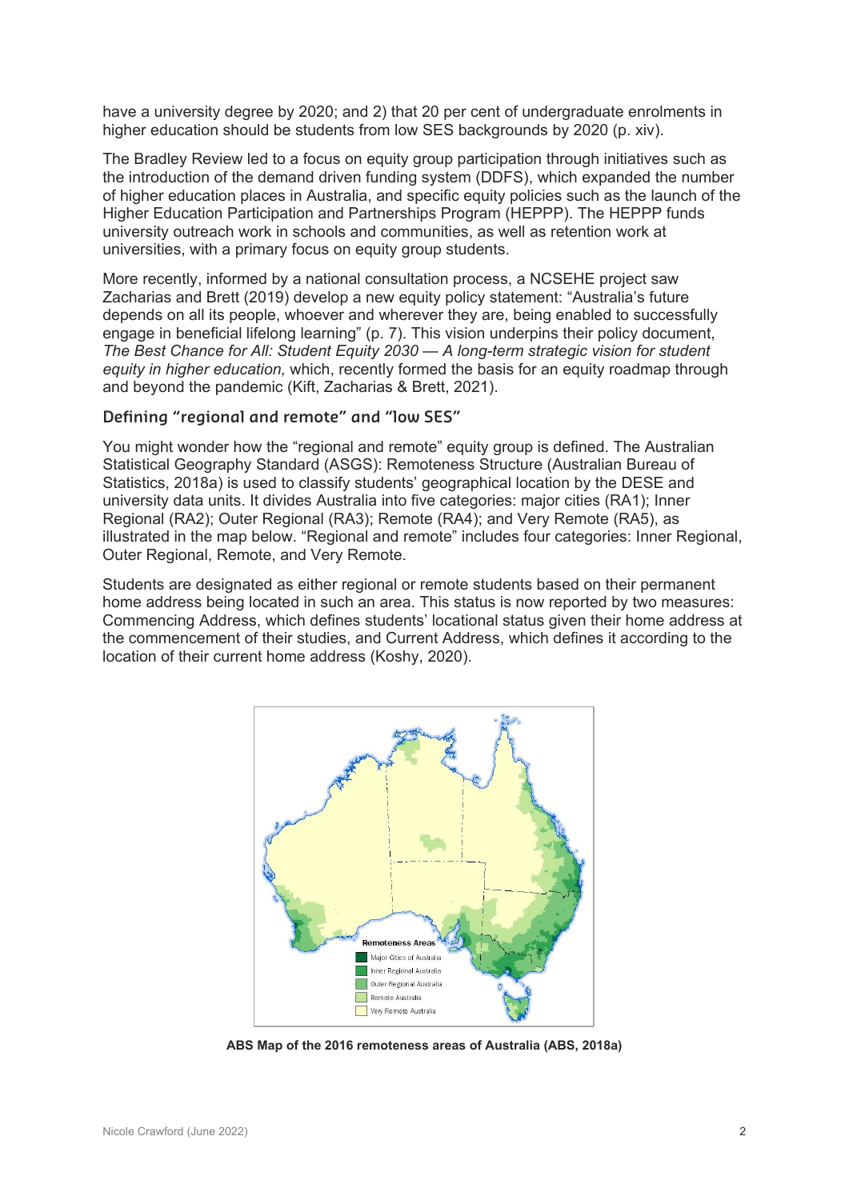have a university degree by 2020; and 2) that 20 per cent of undergraduate enrolments in higher education should be students from low SES backgrounds by 2020 (p. xiv).

The Bradley Review led to a focus on equity group participation through initiatives such as the introduction of the demand driven funding system (DDFS), which expanded the number of higher education places in Australia, and specific equity policies such as the launch of the Higher Education Participation and Partnerships Program (HEPPP). The HEPPP funds university outreach work in schools and communities, as well as retention work at universities, with a primary focus on equity group students.

More recently, informed by a national consultation process, a NCSEHE project saw Zacharias and Brett (2019) develop a new equity policy statement: "Australia's future depends on all its people, whoever and wherever they are, being enabled to successfully engage in beneficial lifelong learning" (p. 7). This vision underpins their policy document, *The Best Chance for All: Student Equity 2030 — A long-term strategic vision for student equity in higher education,* which, recently formed the basis for an equity roadmap through and beyond the pandemic (Kift, Zacharias & Brett, 2021).

### Defining "regional and remote" and "low SES"

You might wonder how the "regional and remote" equity group is defined. The Australian Statistical Geography Standard (ASGS): Remoteness Structure (Australian Bureau of Statistics, 2018a) is used to classify students' geographical location by the DESE and university data units. It divides Australia into five categories: major cities (RA1); Inner Regional (RA2); Outer Regional (RA3); Remote (RA4); and Very Remote (RA5), as illustrated in the map below. "Regional and remote" includes four categories: Inner Regional, Outer Regional, Remote, and Very Remote.

Students are designated as either regional or remote students based on their permanent home address being located in such an area. This status is now reported by two measures: Commencing Address, which defines students' locational status given their home address at the commencement of their studies, and Current Address, which defines it according to the location of their current home address (Koshy, 2020).

**ABS Map of the 2016 remoteness areas of Australia (ABS, 2018a)**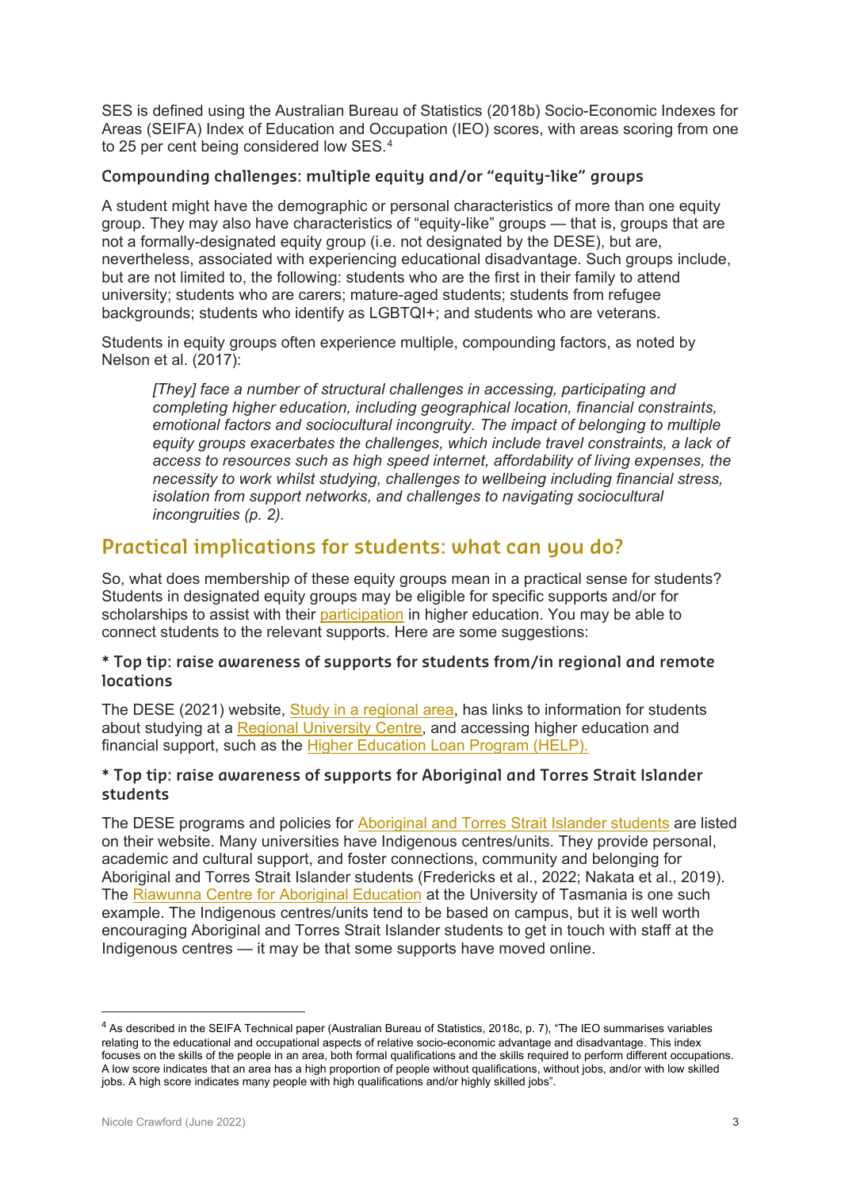SES is defined using the Australian Bureau of Statistics (2018b) Socio-Economic Indexes for Areas (SEIFA) Index of Education and Occupation (IEO) scores, with areas scoring from one to 25 per cent being considered low SES.[4]

### Compounding challenges: multiple equity and/or "equity-like" groups

A student might have the demographic or personal characteristics of more than one equity group. They may also have characteristics of "equity-like" groups — that is, groups that are not a formally-designated equity group (i.e. not designated by the DESE), but are, nevertheless, associated with experiencing educational disadvantage. Such groups include, but are not limited to, the following: students who are the first in their family to attend university; students who are carers; mature-aged students; students from refugee backgrounds; students who identify as LGBTQI+; and students who are veterans.

Students in equity groups often experience multiple, compounding factors, as noted by Nelson et al. (2017):

> *[They] face a number of structural challenges in accessing, participating and completing higher education, including geographical location, financial constraints, emotional factors and sociocultural incongruity. The impact of belonging to multiple equity groups exacerbates the challenges, which include travel constraints, a lack of access to resources such as high speed internet, affordability of living expenses, the necessity to work whilst studying, challenges to wellbeing including financial stress, isolation from support networks, and challenges to navigating sociocultural incongruities (p. 2).*

## Practical implications for students: what can you do?

So, what does membership of these equity groups mean in a practical sense for students? Students in designated equity groups may be eligible for specific supports and/or for scholarships to assist with their participation in higher education. You may be able to connect students to the relevant supports. Here are some suggestions:

#### * Top tip: raise awareness of supports for students from/in regional and remote locations

The DESE (2021) website, Study in a regional area, has links to information for students about studying at a Regional University Centre, and accessing higher education and financial support, such as the Higher Education Loan Program (HELP).

#### * Top tip: raise awareness of supports for Aboriginal and Torres Strait Islander students

The DESE programs and policies for Aboriginal and Torres Strait Islander students are listed on their website. Many universities have Indigenous centres/units. They provide personal, academic and cultural support, and foster connections, community and belonging for Aboriginal and Torres Strait Islander students (Fredericks et al., 2022; Nakata et al., 2019). The Riawunna Centre for Aboriginal Education at the University of Tasmania is one such example. The Indigenous centres/units tend to be based on campus, but it is well worth encouraging Aboriginal and Torres Strait Islander students to get in touch with staff at the Indigenous centres — it may be that some supports have moved online.

---

[4] As described in the SEIFA Technical paper (Australian Bureau of Statistics, 2018c, p. 7), "The IEO summarises variables relating to the educational and occupational aspects of relative socio-economic advantage and disadvantage. This index focuses on the skills of the people in an area, both formal qualifications and the skills required to perform different occupations. A low score indicates that an area has a high proportion of people without qualifications, without jobs, and/or with low skilled jobs. A high score indicates many people with high qualifications and/or highly skilled jobs".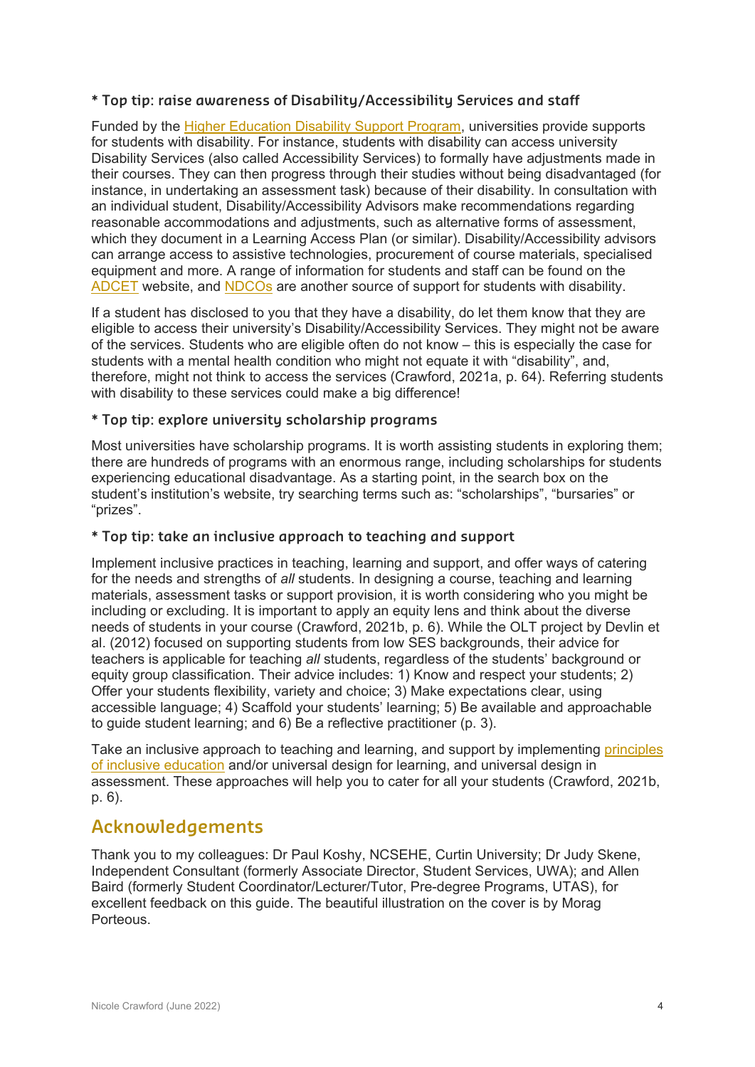### * Top tip: raise awareness of Disability/Accessibility Services and staff

Funded by the [Higher Education Disability Support Program](), universities provide supports for students with disability. For instance, students with disability can access university Disability Services (also called Accessibility Services) to formally have adjustments made in their courses. They can then progress through their studies without being disadvantaged (for instance, in undertaking an assessment task) because of their disability. In consultation with an individual student, Disability/Accessibility Advisors make recommendations regarding reasonable accommodations and adjustments, such as alternative forms of assessment, which they document in a Learning Access Plan (or similar). Disability/Accessibility advisors can arrange access to assistive technologies, procurement of course materials, specialised equipment and more. A range of information for students and staff can be found on the [ADCET]() website, and [NDCOs]() are another source of support for students with disability.

If a student has disclosed to you that they have a disability, do let them know that they are eligible to access their university's Disability/Accessibility Services. They might not be aware of the services. Students who are eligible often do not know – this is especially the case for students with a mental health condition who might not equate it with "disability", and, therefore, might not think to access the services (Crawford, 2021a, p. 64). Referring students with disability to these services could make a big difference!

### * Top tip: explore university scholarship programs

Most universities have scholarship programs. It is worth assisting students in exploring them; there are hundreds of programs with an enormous range, including scholarships for students experiencing educational disadvantage. As a starting point, in the search box on the student's institution's website, try searching terms such as: "scholarships", "bursaries" or "prizes".

### * Top tip: take an inclusive approach to teaching and support

Implement inclusive practices in teaching, learning and support, and offer ways of catering for the needs and strengths of *all* students. In designing a course, teaching and learning materials, assessment tasks or support provision, it is worth considering who you might be including or excluding. It is important to apply an equity lens and think about the diverse needs of students in your course (Crawford, 2021b, p. 6). While the OLT project by Devlin et al. (2012) focused on supporting students from low SES backgrounds, their advice for teachers is applicable for teaching *all* students, regardless of the students' background or equity group classification. Their advice includes: 1) Know and respect your students; 2) Offer your students flexibility, variety and choice; 3) Make expectations clear, using accessible language; 4) Scaffold your students' learning; 5) Be available and approachable to guide student learning; and 6) Be a reflective practitioner (p. 3).

Take an inclusive approach to teaching and learning, and support by implementing [principles of inclusive education]() and/or universal design for learning, and universal design in assessment. These approaches will help you to cater for all your students (Crawford, 2021b, p. 6).

## Acknowledgements

Thank you to my colleagues: Dr Paul Koshy, NCSEHE, Curtin University; Dr Judy Skene, Independent Consultant (formerly Associate Director, Student Services, UWA); and Allen Baird (formerly Student Coordinator/Lecturer/Tutor, Pre-degree Programs, UTAS), for excellent feedback on this guide. The beautiful illustration on the cover is by Morag Porteous.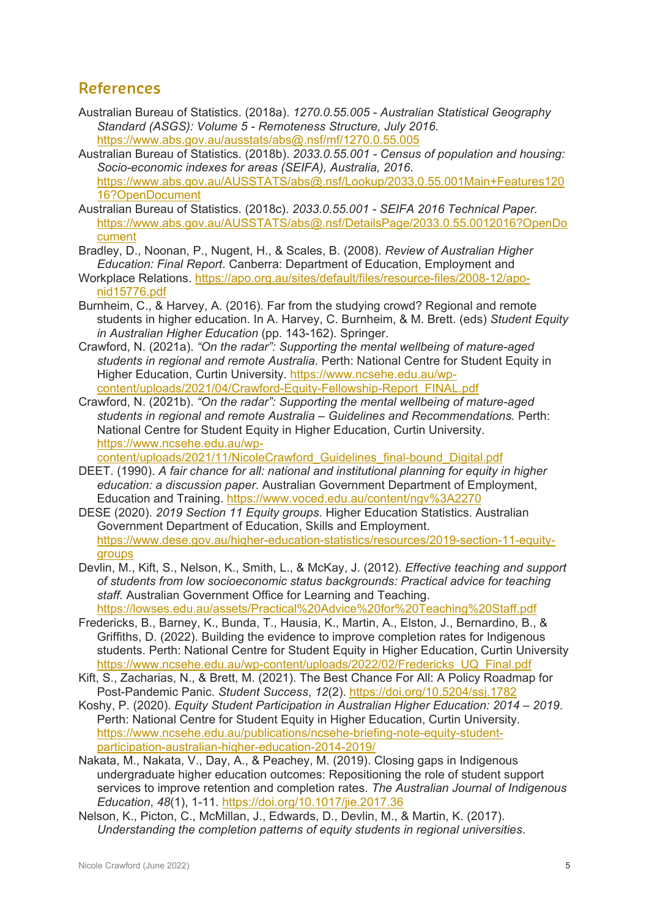## References

Australian Bureau of Statistics. (2018a). *1270.0.55.005 - Australian Statistical Geography Standard (ASGS): Volume 5 - Remoteness Structure, July 2016*. https://www.abs.gov.au/ausstats/abs@.nsf/mf/1270.0.55.005

Australian Bureau of Statistics. (2018b). *2033.0.55.001 - Census of population and housing: Socio-economic indexes for areas (SEIFA), Australia, 2016*. https://www.abs.gov.au/AUSSTATS/abs@.nsf/Lookup/2033.0.55.001Main+Features12016?OpenDocument

Australian Bureau of Statistics. (2018c). *2033.0.55.001 - SEIFA 2016 Technical Paper*. https://www.abs.gov.au/AUSSTATS/abs@.nsf/DetailsPage/2033.0.55.0012016?OpenDocument

Bradley, D., Noonan, P., Nugent, H., & Scales, B. (2008). *Review of Australian Higher Education: Final Report*. Canberra: Department of Education, Employment and Workplace Relations. https://apo.org.au/sites/default/files/resource-files/2008-12/apo-nid15776.pdf

Burnheim, C., & Harvey, A. (2016). Far from the studying crowd? Regional and remote students in higher education. In A. Harvey, C. Burnheim, & M. Brett. (eds) *Student Equity in Australian Higher Education* (pp. 143-162). Springer.

Crawford, N. (2021a). *"On the radar": Supporting the mental wellbeing of mature-aged students in regional and remote Australia*. Perth: National Centre for Student Equity in Higher Education, Curtin University. https://www.ncsehe.edu.au/wp-content/uploads/2021/04/Crawford-Equity-Fellowship-Report_FINAL.pdf

Crawford, N. (2021b). *"On the radar": Supporting the mental wellbeing of mature-aged students in regional and remote Australia – Guidelines and Recommendations*. Perth: National Centre for Student Equity in Higher Education, Curtin University. https://www.ncsehe.edu.au/wp-content/uploads/2021/11/NicoleCrawford_Guidelines_final-bound_Digital.pdf

DEET. (1990). *A fair chance for all: national and institutional planning for equity in higher education: a discussion paper*. Australian Government Department of Employment, Education and Training. https://www.voced.edu.au/content/ngv%3A2270

DESE (2020). *2019 Section 11 Equity groups*. Higher Education Statistics. Australian Government Department of Education, Skills and Employment. https://www.dese.gov.au/higher-education-statistics/resources/2019-section-11-equity-groups

Devlin, M., Kift, S., Nelson, K., Smith, L., & McKay, J. (2012). *Effective teaching and support of students from low socioeconomic status backgrounds: Practical advice for teaching staff.* Australian Government Office for Learning and Teaching. https://lowses.edu.au/assets/Practical%20Advice%20for%20Teaching%20Staff.pdf

Fredericks, B., Barney, K., Bunda, T., Hausia, K., Martin, A., Elston, J., Bernardino, B., & Griffiths, D. (2022). Building the evidence to improve completion rates for Indigenous students. Perth: National Centre for Student Equity in Higher Education, Curtin University https://www.ncsehe.edu.au/wp-content/uploads/2022/02/Fredericks_UQ_Final.pdf

Kift, S., Zacharias, N., & Brett, M. (2021). The Best Chance For All: A Policy Roadmap for Post-Pandemic Panic. *Student Success*, *12*(2). https://doi.org/10.5204/ssj.1782

Koshy, P. (2020). *Equity Student Participation in Australian Higher Education: 2014 – 2019*. Perth: National Centre for Student Equity in Higher Education, Curtin University. https://www.ncsehe.edu.au/publications/ncsehe-briefing-note-equity-student-participation-australian-higher-education-2014-2019/

Nakata, M., Nakata, V., Day, A., & Peachey, M. (2019). Closing gaps in Indigenous undergraduate higher education outcomes: Repositioning the role of student support services to improve retention and completion rates. *The Australian Journal of Indigenous Education*, *48*(1), 1-11. https://doi.org/10.1017/jie.2017.36

Nelson, K., Picton, C., McMillan, J., Edwards, D., Devlin, M., & Martin, K. (2017). *Understanding the completion patterns of equity students in regional universities*.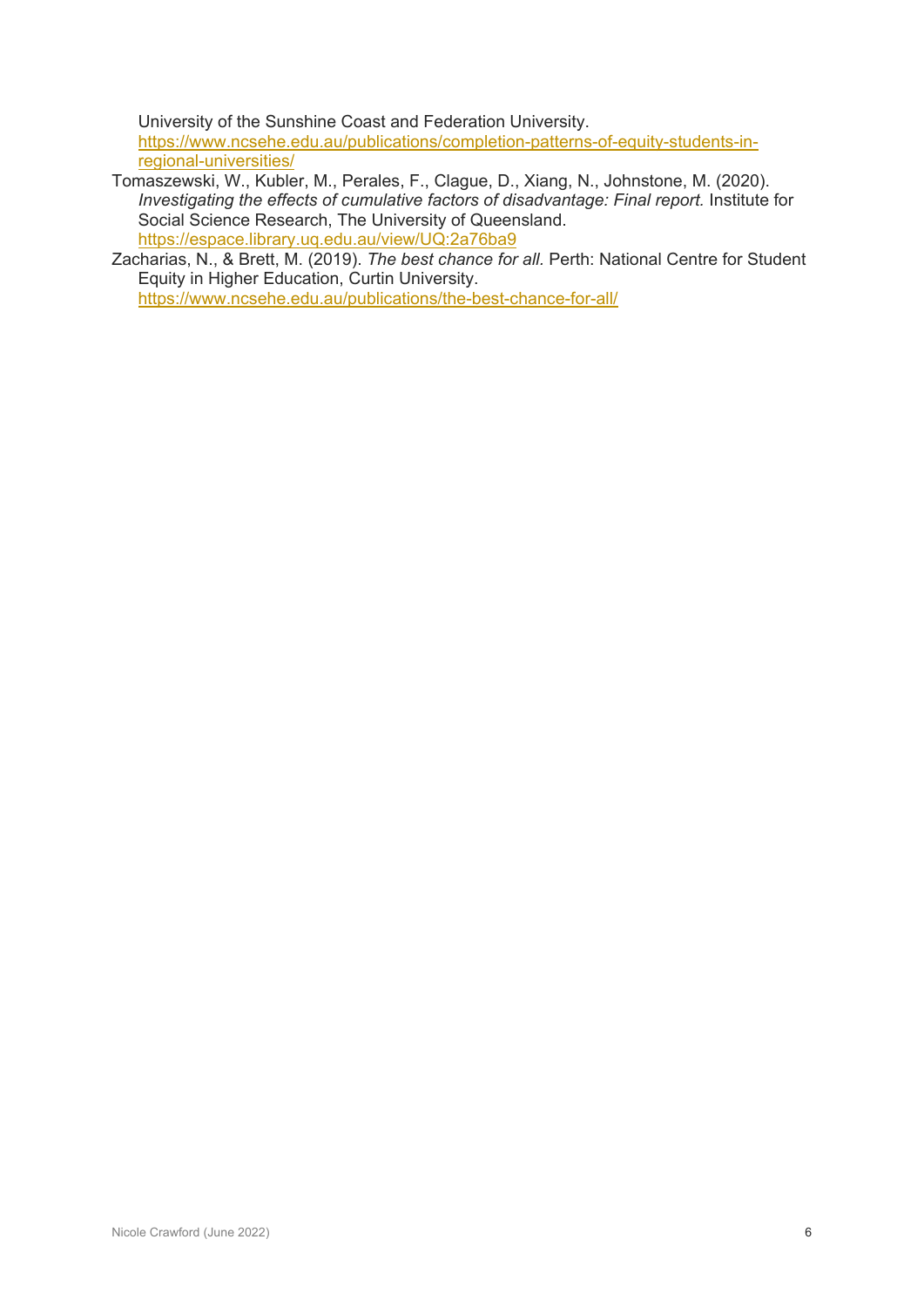University of the Sunshine Coast and Federation University. https://www.ncsehe.edu.au/publications/completion-patterns-of-equity-students-in-regional-universities/

Tomaszewski, W., Kubler, M., Perales, F., Clague, D., Xiang, N., Johnstone, M. (2020). *Investigating the effects of cumulative factors of disadvantage: Final report.* Institute for Social Science Research, The University of Queensland. https://espace.library.uq.edu.au/view/UQ:2a76ba9

Zacharias, N., & Brett, M. (2019). *The best chance for all.* Perth: National Centre for Student Equity in Higher Education, Curtin University. https://www.ncsehe.edu.au/publications/the-best-chance-for-all/